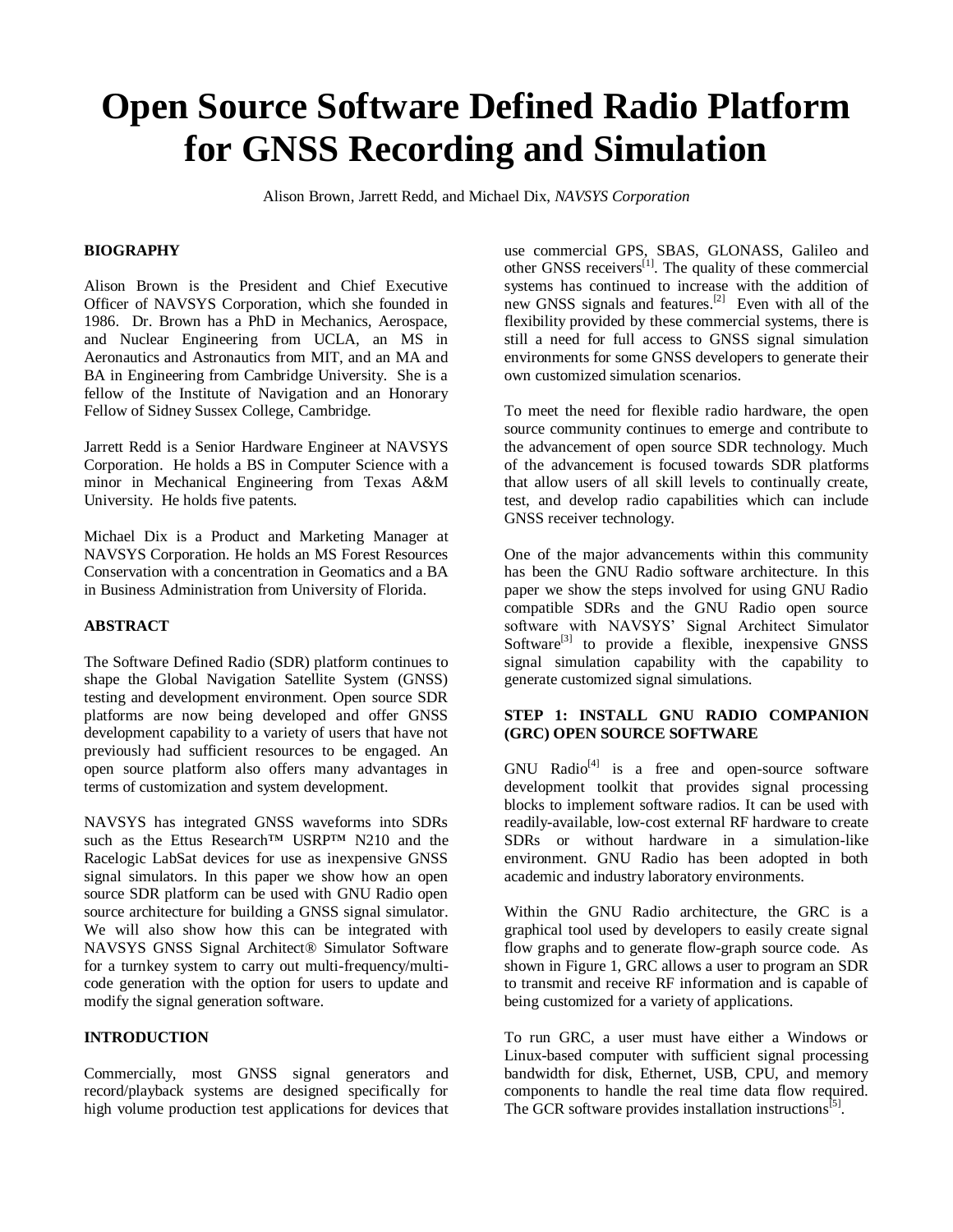# Open Source Software Defined Radio Platform for GNSS Recording and Simulation

Alison Brown, Jarrett Redd, and Michael Dix, *NAVSYS Corporation*

## BIOGRAPHY

Alison Brown is the President and Chief Executive Officer of NAVSYS Corporation, which she founded in 1986. Dr. Brown has a PhD in Mechanics, Aerospace, and Nuclear Engineering from UCLA, an MS in Aeronautics and Astronautics from MIT, and an MA and BA in Engineering from Cambridge University. She is a fellow of the Institute of Navigation and an Honorary Fellow of Sidney Sussex College, Cambridge.

Jarrett Redd is a Senior Hardware Engineer at NAVSYS Corporation. He holds a BS in Computer Science with a minor in Mechanical Engineering from Texas A&M University. He holds five patents.

Michael Dix is a Product and Marketing Manager at NAVSYS Corporation. He holds an MS Forest Resources Conservation with a concentration in Geomatics and a BA in Business Administration from University of Florida.

## ABSTRACT

The Software Defined Radio (SDR) platform continues to shape the Global Navigation Satellite System (GNSS) testing and development environment. Open source SDR platforms are now being developed and offer GNSS development capability to a variety of users that have not previously had sufficient resources to be engaged. An open source platform also offers many advantages in terms of customization and system development.

NAVSYS has integrated GNSS waveforms into SDRs such as the Ettus Research™ USRP™ N210 and the Racelogic LabSat devices for use as inexpensive GNSS signal simulators. In this paper we show how an open source SDR platform can be used with GNU Radio open source architecture for building a GNSS signal simulator. We will also show how this can be integrated with NAVSYS GNSS Signal Architect® Simulator Software for a turnkey system to carry out multi-frequency/multi-code generation with the option for users to update and modify the signal generation software.

## INTRODUCTION

Commercially, most GNSS signal generators and record/playback systems are designed specifically for high volume production test applications for devices that use commercial GPS, SBAS, GLONASS, Galileo and other GNSS receivers[1]. The quality of these commercial systems has continued to increase with the addition of new GNSS signals and features.[2] Even with all of the flexibility provided by these commercial systems, there is still a need for full access to GNSS signal simulation environments for some GNSS developers to generate their own customized simulation scenarios.

To meet the need for flexible radio hardware, the open source community continues to emerge and contribute to the advancement of open source SDR technology. Much of the advancement is focused towards SDR platforms that allow users of all skill levels to continually create, test, and develop radio capabilities which can include GNSS receiver technology.

One of the major advancements within this community has been the GNU Radio software architecture. In this paper we show the steps involved for using GNU Radio compatible SDRs and the GNU Radio open source software with NAVSYS' Signal Architect Simulator Software[3] to provide a flexible, inexpensive GNSS signal simulation capability with the capability to generate customized signal simulations.

## STEP 1: INSTALL GNU RADIO COMPANION (GRC) OPEN SOURCE SOFTWARE

GNU Radio[4] is a free and open-source software development toolkit that provides signal processing blocks to implement software radios. It can be used with readily-available, low-cost external RF hardware to create SDRs or without hardware in a simulation-like environment. GNU Radio has been adopted in both academic and industry laboratory environments.

Within the GNU Radio architecture, the GRC is a graphical tool used by developers to easily create signal flow graphs and to generate flow-graph source code. As shown in Figure 1, GRC allows a user to program an SDR to transmit and receive RF information and is capable of being customized for a variety of applications.

To run GRC, a user must have either a Windows or Linux-based computer with sufficient signal processing bandwidth for disk, Ethernet, USB, CPU, and memory components to handle the real time data flow required. The GCR software provides installation instructions[5].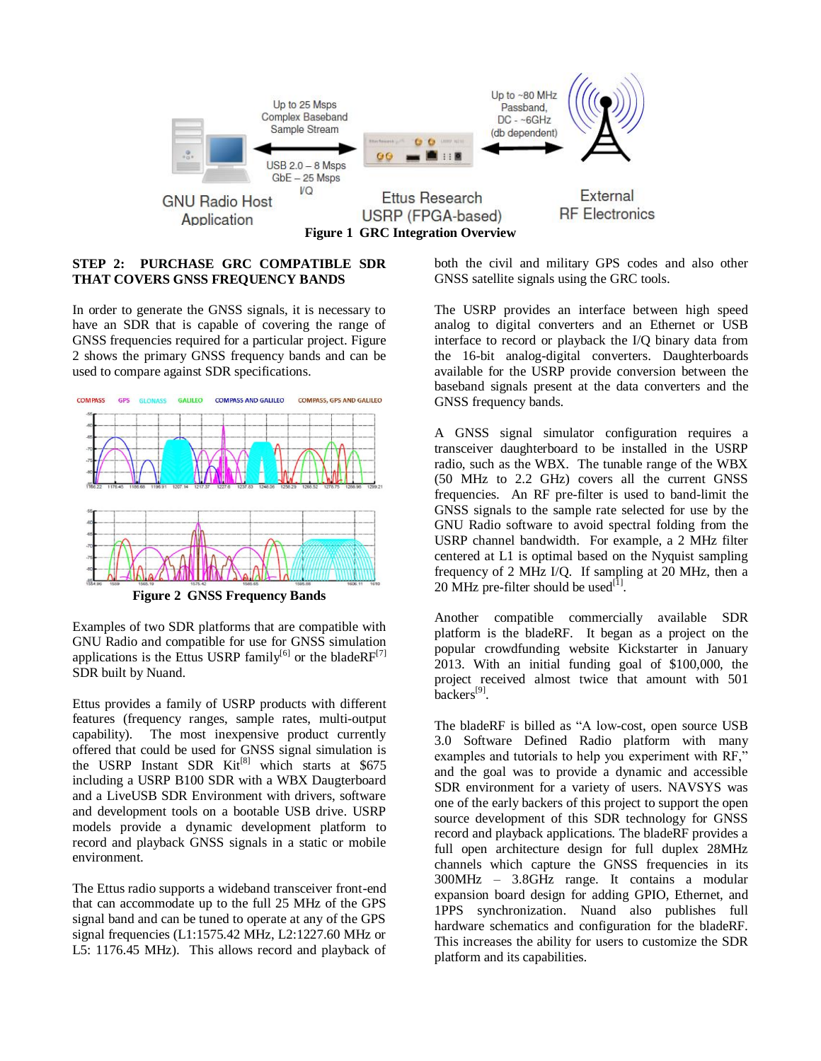Figure 1  GRC Integration Overview

**STEP 2: PURCHASE GRC COMPATIBLE SDR THAT COVERS GNSS FREQUENCY BANDS**

In order to generate the GNSS signals, it is necessary to have an SDR that is capable of covering the range of GNSS frequencies required for a particular project. Figure 2 shows the primary GNSS frequency bands and can be used to compare against SDR specifications.

Figure 2  GNSS Frequency Bands

Examples of two SDR platforms that are compatible with GNU Radio and compatible for use for GNSS simulation applications is the Ettus USRP family[6] or the bladeRF[7] SDR built by Nuand.

Ettus provides a family of USRP products with different features (frequency ranges, sample rates, multi-output capability). The most inexpensive product currently offered that could be used for GNSS signal simulation is the USRP Instant SDR Kit[8] which starts at $675 including a USRP B100 SDR with a WBX Daugterboard and a LiveUSB SDR Environment with drivers, software and development tools on a bootable USB drive. USRP models provide a dynamic development platform to record and playback GNSS signals in a static or mobile environment.

The Ettus radio supports a wideband transceiver front-end that can accommodate up to the full 25 MHz of the GPS signal band and can be tuned to operate at any of the GPS signal frequencies (L1:1575.42 MHz, L2:1227.60 MHz or L5: 1176.45 MHz). This allows record and playback of both the civil and military GPS codes and also other GNSS satellite signals using the GRC tools.

The USRP provides an interface between high speed analog to digital converters and an Ethernet or USB interface to record or playback the I/Q binary data from the 16-bit analog-digital converters. Daughterboards available for the USRP provide conversion between the baseband signals present at the data converters and the GNSS frequency bands.

A GNSS signal simulator configuration requires a transceiver daughterboard to be installed in the USRP radio, such as the WBX. The tunable range of the WBX (50 MHz to 2.2 GHz) covers all the current GNSS frequencies. An RF pre-filter is used to band-limit the GNSS signals to the sample rate selected for use by the GNU Radio software to avoid spectral folding from the USRP channel bandwidth. For example, a 2 MHz filter centered at L1 is optimal based on the Nyquist sampling frequency of 2 MHz I/Q. If sampling at 20 MHz, then a 20 MHz pre-filter should be used[1].

Another compatible commercially available SDR platform is the bladeRF. It began as a project on the popular crowdfunding website Kickstarter in January 2013. With an initial funding goal of $100,000, the project received almost twice that amount with 501 backers[9].

The bladeRF is billed as "A low-cost, open source USB 3.0 Software Defined Radio platform with many examples and tutorials to help you experiment with RF," and the goal was to provide a dynamic and accessible SDR environment for a variety of users. NAVSYS was one of the early backers of this project to support the open source development of this SDR technology for GNSS record and playback applications. The bladeRF provides a full open architecture design for full duplex 28MHz channels which capture the GNSS frequencies in its 300MHz – 3.8GHz range. It contains a modular expansion board design for adding GPIO, Ethernet, and 1PPS synchronization. Nuand also publishes full hardware schematics and configuration for the bladeRF. This increases the ability for users to customize the SDR platform and its capabilities.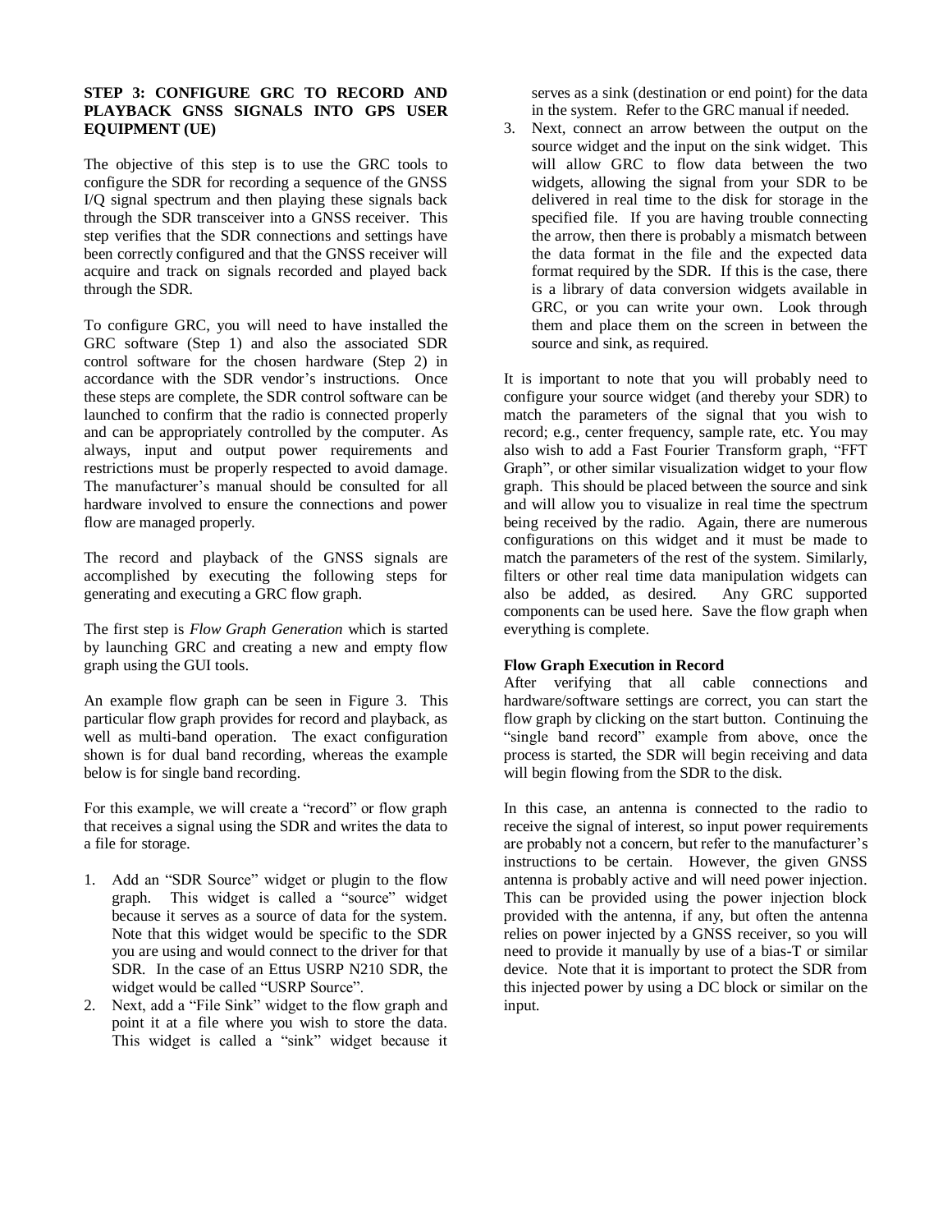**STEP 3: CONFIGURE GRC TO RECORD AND PLAYBACK GNSS SIGNALS INTO GPS USER EQUIPMENT (UE)**

The objective of this step is to use the GRC tools to configure the SDR for recording a sequence of the GNSS I/Q signal spectrum and then playing these signals back through the SDR transceiver into a GNSS receiver. This step verifies that the SDR connections and settings have been correctly configured and that the GNSS receiver will acquire and track on signals recorded and played back through the SDR.

To configure GRC, you will need to have installed the GRC software (Step 1) and also the associated SDR control software for the chosen hardware (Step 2) in accordance with the SDR vendor's instructions. Once these steps are complete, the SDR control software can be launched to confirm that the radio is connected properly and can be appropriately controlled by the computer. As always, input and output power requirements and restrictions must be properly respected to avoid damage. The manufacturer's manual should be consulted for all hardware involved to ensure the connections and power flow are managed properly.

The record and playback of the GNSS signals are accomplished by executing the following steps for generating and executing a GRC flow graph.

The first step is *Flow Graph Generation* which is started by launching GRC and creating a new and empty flow graph using the GUI tools.

An example flow graph can be seen in Figure 3. This particular flow graph provides for record and playback, as well as multi-band operation. The exact configuration shown is for dual band recording, whereas the example below is for single band recording.

For this example, we will create a "record" or flow graph that receives a signal using the SDR and writes the data to a file for storage.

1. Add an "SDR Source" widget or plugin to the flow graph. This widget is called a "source" widget because it serves as a source of data for the system. Note that this widget would be specific to the SDR you are using and would connect to the driver for that SDR. In the case of an Ettus USRP N210 SDR, the widget would be called "USRP Source".
2. Next, add a "File Sink" widget to the flow graph and point it at a file where you wish to store the data. This widget is called a "sink" widget because it serves as a sink (destination or end point) for the data in the system. Refer to the GRC manual if needed.
3. Next, connect an arrow between the output on the source widget and the input on the sink widget. This will allow GRC to flow data between the two widgets, allowing the signal from your SDR to be delivered in real time to the disk for storage in the specified file. If you are having trouble connecting the arrow, then there is probably a mismatch between the data format in the file and the expected data format required by the SDR. If this is the case, there is a library of data conversion widgets available in GRC, or you can write your own. Look through them and place them on the screen in between the source and sink, as required.

It is important to note that you will probably need to configure your source widget (and thereby your SDR) to match the parameters of the signal that you wish to record; e.g., center frequency, sample rate, etc. You may also wish to add a Fast Fourier Transform graph, "FFT Graph", or other similar visualization widget to your flow graph. This should be placed between the source and sink and will allow you to visualize in real time the spectrum being received by the radio. Again, there are numerous configurations on this widget and it must be made to match the parameters of the rest of the system. Similarly, filters or other real time data manipulation widgets can also be added, as desired. Any GRC supported components can be used here. Save the flow graph when everything is complete.

**Flow Graph Execution in Record**

After verifying that all cable connections and hardware/software settings are correct, you can start the flow graph by clicking on the start button. Continuing the "single band record" example from above, once the process is started, the SDR will begin receiving and data will begin flowing from the SDR to the disk.

In this case, an antenna is connected to the radio to receive the signal of interest, so input power requirements are probably not a concern, but refer to the manufacturer's instructions to be certain. However, the given GNSS antenna is probably active and will need power injection. This can be provided using the power injection block provided with the antenna, if any, but often the antenna relies on power injected by a GNSS receiver, so you will need to provide it manually by use of a bias-T or similar device. Note that it is important to protect the SDR from this injected power by using a DC block or similar on the input.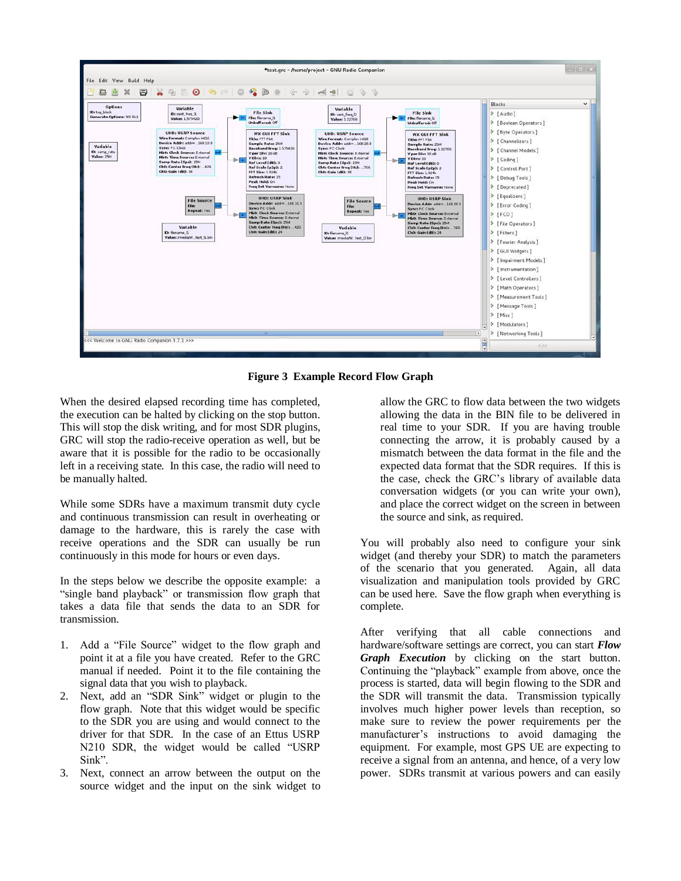**Figure 3 Example Record Flow Graph**

When the desired elapsed recording time has completed, the execution can be halted by clicking on the stop button. This will stop the disk writing, and for most SDR plugins, GRC will stop the radio-receive operation as well, but be aware that it is possible for the radio to be occasionally left in a receiving state. In this case, the radio will need to be manually halted.

While some SDRs have a maximum transmit duty cycle and continuous transmission can result in overheating or damage to the hardware, this is rarely the case with receive operations and the SDR can usually be run continuously in this mode for hours or even days.

In the steps below we describe the opposite example: a "single band playback" or transmission flow graph that takes a data file that sends the data to an SDR for transmission.

1. Add a "File Source" widget to the flow graph and point it at a file you have created. Refer to the GRC manual if needed. Point it to the file containing the signal data that you wish to playback.
2. Next, add an "SDR Sink" widget or plugin to the flow graph. Note that this widget would be specific to the SDR you are using and would connect to the driver for that SDR. In the case of an Ettus USRP N210 SDR, the widget would be called "USRP Sink".
3. Next, connect an arrow between the output on the source widget and the input on the sink widget to allow the GRC to flow data between the two widgets allowing the data in the BIN file to be delivered in real time to your SDR. If you are having trouble connecting the arrow, it is probably caused by a mismatch between the data format in the file and the expected data format that the SDR requires. If this is the case, check the GRC's library of available data conversation widgets (or you can write your own), and place the correct widget on the screen in between the source and sink, as required.

You will probably also need to configure your sink widget (and thereby your SDR) to match the parameters of the scenario that you generated. Again, all data visualization and manipulation tools provided by GRC can be used here. Save the flow graph when everything is complete.

After verifying that all cable connections and hardware/software settings are correct, you can start ***Flow Graph Execution*** by clicking on the start button. Continuing the "playback" example from above, once the process is started, data will begin flowing to the SDR and the SDR will transmit the data. Transmission typically involves much higher power levels than reception, so make sure to review the power requirements per the manufacturer's instructions to avoid damaging the equipment. For example, most GPS UE are expecting to receive a signal from an antenna, and hence, of a very low power. SDRs transmit at various powers and can easily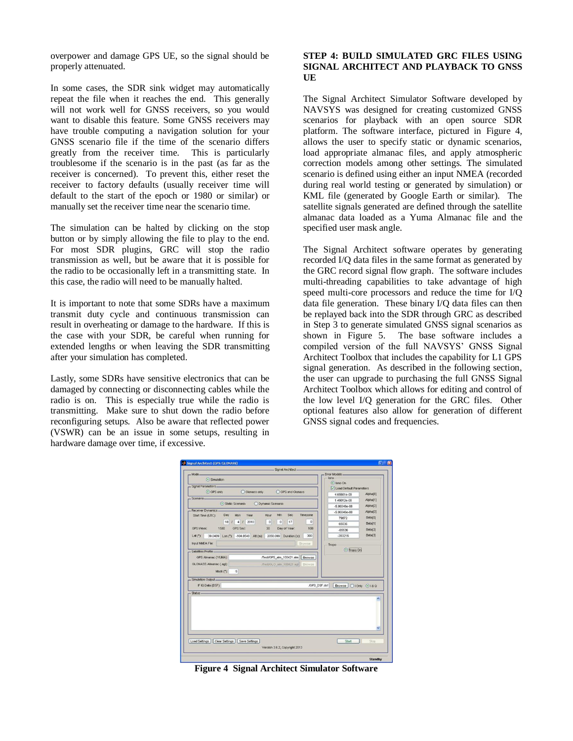overpower and damage GPS UE, so the signal should be properly attenuated.

In some cases, the SDR sink widget may automatically repeat the file when it reaches the end. This generally will not work well for GNSS receivers, so you would want to disable this feature. Some GNSS receivers may have trouble computing a navigation solution for your GNSS scenario file if the time of the scenario differs greatly from the receiver time. This is particularly troublesome if the scenario is in the past (as far as the receiver is concerned). To prevent this, either reset the receiver to factory defaults (usually receiver time will default to the start of the epoch or 1980 or similar) or manually set the receiver time near the scenario time.

The simulation can be halted by clicking on the stop button or by simply allowing the file to play to the end. For most SDR plugins, GRC will stop the radio transmission as well, but be aware that it is possible for the radio to be occasionally left in a transmitting state. In this case, the radio will need to be manually halted.

It is important to note that some SDRs have a maximum transmit duty cycle and continuous transmission can result in overheating or damage to the hardware. If this is the case with your SDR, be careful when running for extended lengths or when leaving the SDR transmitting after your simulation has completed.

Lastly, some SDRs have sensitive electronics that can be damaged by connecting or disconnecting cables while the radio is on. This is especially true while the radio is transmitting. Make sure to shut down the radio before reconfiguring setups. Also be aware that reflected power (VSWR) can be an issue in some setups, resulting in hardware damage over time, if excessive.

## STEP 4: BUILD SIMULATED GRC FILES USING SIGNAL ARCHITECT AND PLAYBACK TO GNSS UE

The Signal Architect Simulator Software developed by NAVSYS was designed for creating customized GNSS scenarios for playback with an open source SDR platform. The software interface, pictured in Figure 4, allows the user to specify static or dynamic scenarios, load appropriate almanac files, and apply atmospheric correction models among other settings. The simulated scenario is defined using either an input NMEA (recorded during real world testing or generated by simulation) or KML file (generated by Google Earth or similar). The satellite signals generated are defined through the satellite almanac data loaded as a Yuma Almanac file and the specified user mask angle.

The Signal Architect software operates by generating recorded I/Q data files in the same format as generated by the GRC record signal flow graph. The software includes multi-threading capabilities to take advantage of high speed multi-core processors and reduce the time for I/Q data file generation. These binary I/Q data files can then be replayed back into the SDR through GRC as described in Step 3 to generate simulated GNSS signal scenarios as shown in Figure 5. The base software includes a compiled version of the full NAVSYS' GNSS Signal Architect Toolbox that includes the capability for L1 GPS signal generation. As described in the following section, the user can upgrade to purchasing the full GNSS Signal Architect Toolbox which allows for editing and control of the low level I/Q generation for the GRC files. Other optional features also allow for generation of different GNSS signal codes and frequencies.

**Figure 4 Signal Architect Simulator Software**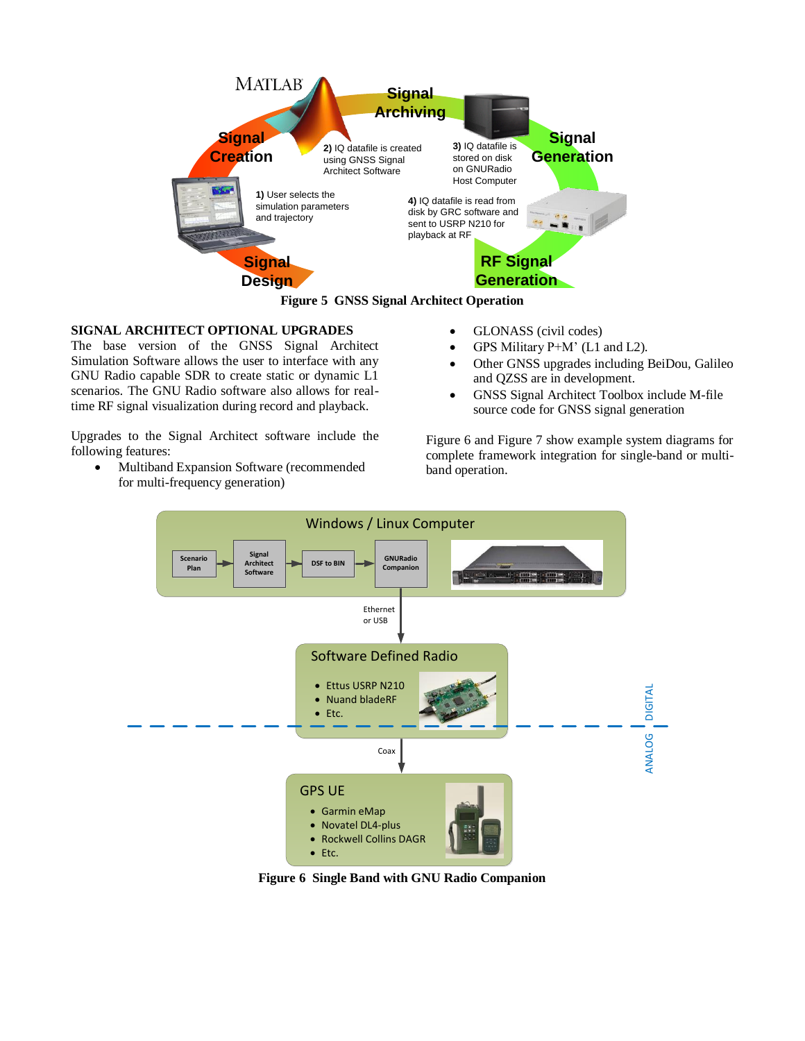Figure 5 GNSS Signal Architect Operation

## SIGNAL ARCHITECT OPTIONAL UPGRADES

The base version of the GNSS Signal Architect Simulation Software allows the user to interface with any GNU Radio capable SDR to create static or dynamic L1 scenarios. The GNU Radio software also allows for real-time RF signal visualization during record and playback.

Upgrades to the Signal Architect software include the following features:

- Multiband Expansion Software (recommended for multi-frequency generation)
- GLONASS (civil codes)
- GPS Military P+M' (L1 and L2).
- Other GNSS upgrades including BeiDou, Galileo and QZSS are in development.
- GNSS Signal Architect Toolbox include M-file source code for GNSS signal generation

Figure 6 and Figure 7 show example system diagrams for complete framework integration for single-band or multi-band operation.

Figure 6 Single Band with GNU Radio Companion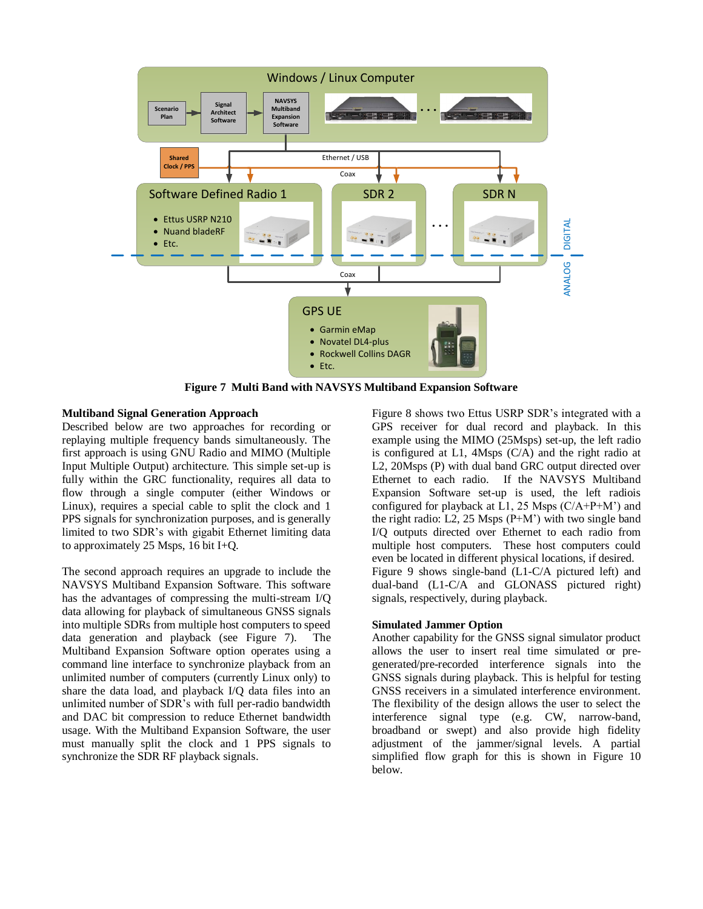**Figure 7 Multi Band with NAVSYS Multiband Expansion Software**

**Multiband Signal Generation Approach**

Described below are two approaches for recording or replaying multiple frequency bands simultaneously. The first approach is using GNU Radio and MIMO (Multiple Input Multiple Output) architecture. This simple set-up is fully within the GRC functionality, requires all data to flow through a single computer (either Windows or Linux), requires a special cable to split the clock and 1 PPS signals for synchronization purposes, and is generally limited to two SDR's with gigabit Ethernet limiting data to approximately 25 Msps, 16 bit I+Q.

The second approach requires an upgrade to include the NAVSYS Multiband Expansion Software. This software has the advantages of compressing the multi-stream I/Q data allowing for playback of simultaneous GNSS signals into multiple SDRs from multiple host computers to speed data generation and playback (see Figure 7). The Multiband Expansion Software option operates using a command line interface to synchronize playback from an unlimited number of computers (currently Linux only) to share the data load, and playback I/Q data files into an unlimited number of SDR's with full per-radio bandwidth and DAC bit compression to reduce Ethernet bandwidth usage. With the Multiband Expansion Software, the user must manually split the clock and 1 PPS signals to synchronize the SDR RF playback signals.

Figure 8 shows two Ettus USRP SDR's integrated with a GPS receiver for dual record and playback. In this example using the MIMO (25Msps) set-up, the left radio is configured at L1, 4Msps (C/A) and the right radio at L2, 20Msps (P) with dual band GRC output directed over Ethernet to each radio. If the NAVSYS Multiband Expansion Software set-up is used, the left radiois configured for playback at L1, 25 Msps (C/A+P+M') and the right radio: L2, 25 Msps (P+M') with two single band I/Q outputs directed over Ethernet to each radio from multiple host computers. These host computers could even be located in different physical locations, if desired. Figure 9 shows single-band (L1-C/A pictured left) and dual-band (L1-C/A and GLONASS pictured right) signals, respectively, during playback.

**Simulated Jammer Option**

Another capability for the GNSS signal simulator product allows the user to insert real time simulated or pre-generated/pre-recorded interference signals into the GNSS signals during playback. This is helpful for testing GNSS receivers in a simulated interference environment. The flexibility of the design allows the user to select the interference signal type (e.g. CW, narrow-band, broadband or swept) and also provide high fidelity adjustment of the jammer/signal levels. A partial simplified flow graph for this is shown in Figure 10 below.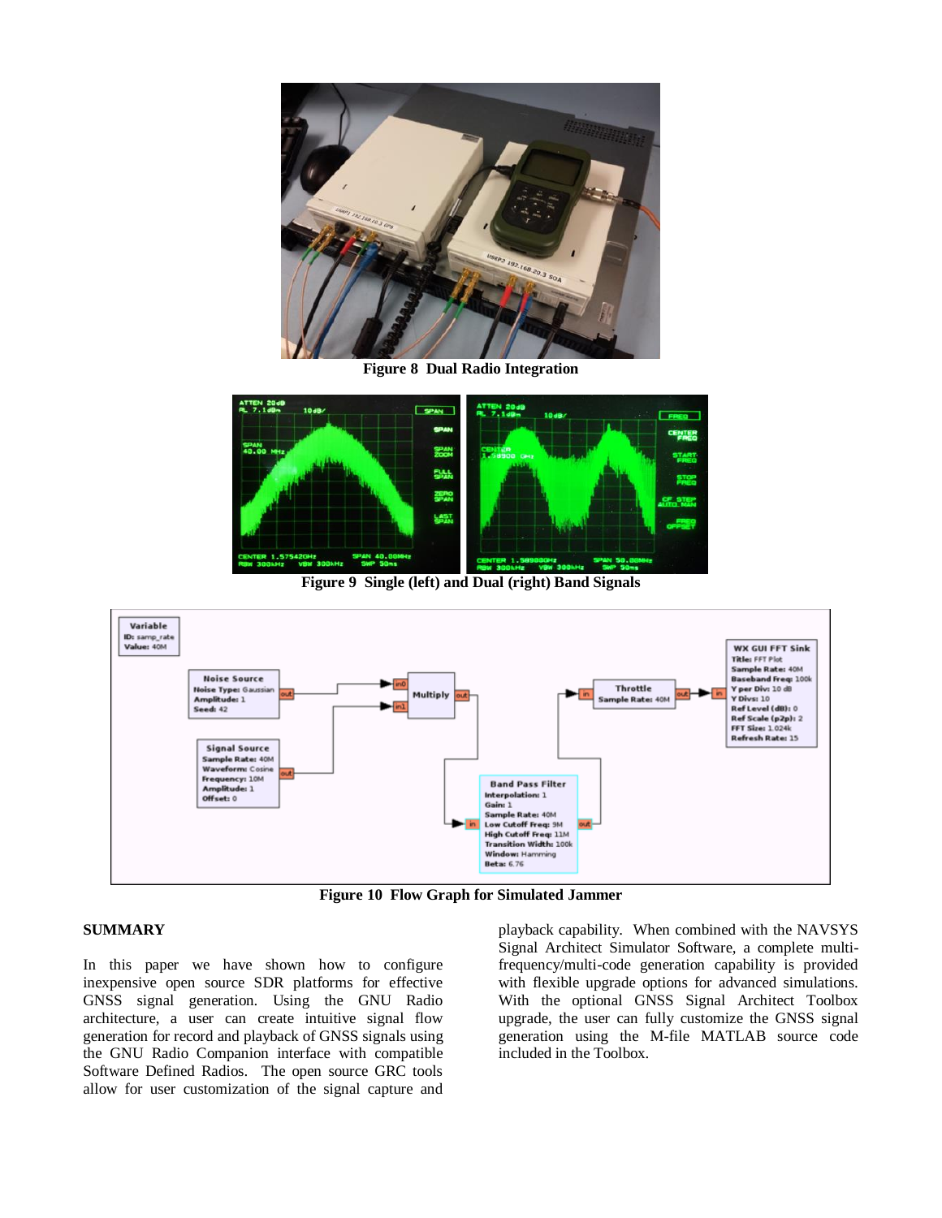**Figure 8 Dual Radio Integration**

**Figure 9 Single (left) and Dual (right) Band Signals**

**Figure 10 Flow Graph for Simulated Jammer**

## SUMMARY

In this paper we have shown how to configure inexpensive open source SDR platforms for effective GNSS signal generation. Using the GNU Radio architecture, a user can create intuitive signal flow generation for record and playback of GNSS signals using the GNU Radio Companion interface with compatible Software Defined Radios. The open source GRC tools allow for user customization of the signal capture and playback capability. When combined with the NAVSYS Signal Architect Simulator Software, a complete multi-frequency/multi-code generation capability is provided with flexible upgrade options for advanced simulations. With the optional GNSS Signal Architect Toolbox upgrade, the user can fully customize the GNSS signal generation using the M-file MATLAB source code included in the Toolbox.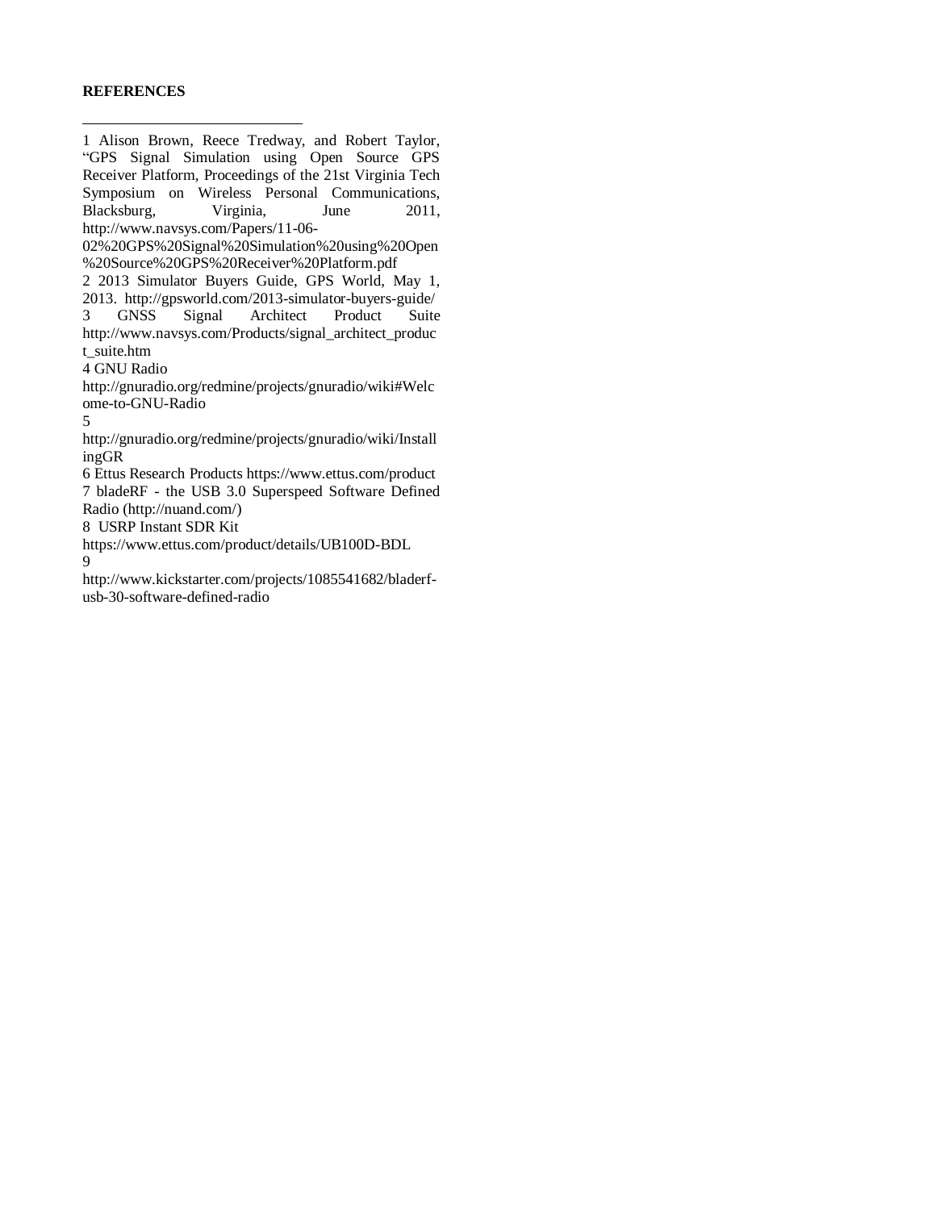**REFERENCES**

---

1 Alison Brown, Reece Tredway, and Robert Taylor, "GPS Signal Simulation using Open Source GPS Receiver Platform, Proceedings of the 21st Virginia Tech Symposium on Wireless Personal Communications, Blacksburg, Virginia, June 2011, http://www.navsys.com/Papers/11-06-02%20GPS%20Signal%20Simulation%20using%20Open%20Source%20GPS%20Receiver%20Platform.pdf

2 2013 Simulator Buyers Guide, GPS World, May 1, 2013. http://gpsworld.com/2013-simulator-buyers-guide/

3 GNSS Signal Architect Product Suite http://www.navsys.com/Products/signal_architect_product_suite.htm

4 GNU Radio http://gnuradio.org/redmine/projects/gnuradio/wiki#Welcome-to-GNU-Radio

5 http://gnuradio.org/redmine/projects/gnuradio/wiki/InstallingGR

6 Ettus Research Products https://www.ettus.com/product

7 bladeRF - the USB 3.0 Superspeed Software Defined Radio (http://nuand.com/)

8 USRP Instant SDR Kit https://www.ettus.com/product/details/UB100D-BDL

9 http://www.kickstarter.com/projects/1085541682/bladerf-usb-30-software-defined-radio